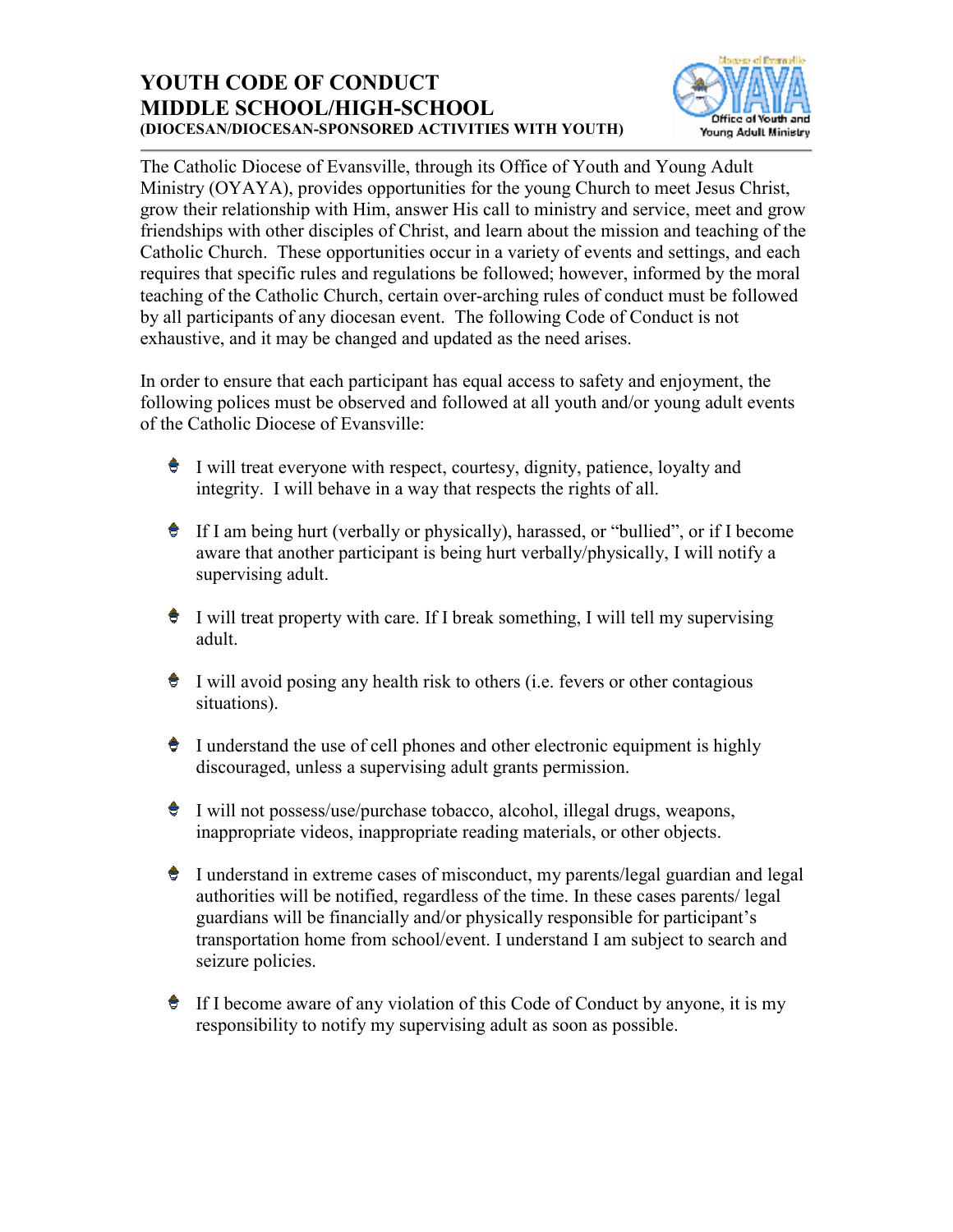# YOUTH CODE OF CONDUCT
# MIDDLE SCHOOL/HIGH-SCHOOL
### (DIOCESAN/DIOCESAN-SPONSORED ACTIVITIES WITH YOUTH)

---

The Catholic Diocese of Evansville, through its Office of Youth and Young Adult Ministry (OYAYA), provides opportunities for the young Church to meet Jesus Christ, grow their relationship with Him, answer His call to ministry and service, meet and grow friendships with other disciples of Christ, and learn about the mission and teaching of the Catholic Church. These opportunities occur in a variety of events and settings, and each requires that specific rules and regulations be followed; however, informed by the moral teaching of the Catholic Church, certain over-arching rules of conduct must be followed by all participants of any diocesan event. The following Code of Conduct is not exhaustive, and it may be changed and updated as the need arises.

In order to ensure that each participant has equal access to safety and enjoyment, the following polices must be observed and followed at all youth and/or young adult events of the Catholic Diocese of Evansville:

- I will treat everyone with respect, courtesy, dignity, patience, loyalty and integrity. I will behave in a way that respects the rights of all.
- If I am being hurt (verbally or physically), harassed, or "bullied", or if I become aware that another participant is being hurt verbally/physically, I will notify a supervising adult.
- I will treat property with care. If I break something, I will tell my supervising adult.
- I will avoid posing any health risk to others (i.e. fevers or other contagious situations).
- I understand the use of cell phones and other electronic equipment is highly discouraged, unless a supervising adult grants permission.
- I will not possess/use/purchase tobacco, alcohol, illegal drugs, weapons, inappropriate videos, inappropriate reading materials, or other objects.
- I understand in extreme cases of misconduct, my parents/legal guardian and legal authorities will be notified, regardless of the time. In these cases parents/ legal guardians will be financially and/or physically responsible for participant's transportation home from school/event. I understand I am subject to search and seizure policies.
- If I become aware of any violation of this Code of Conduct by anyone, it is my responsibility to notify my supervising adult as soon as possible.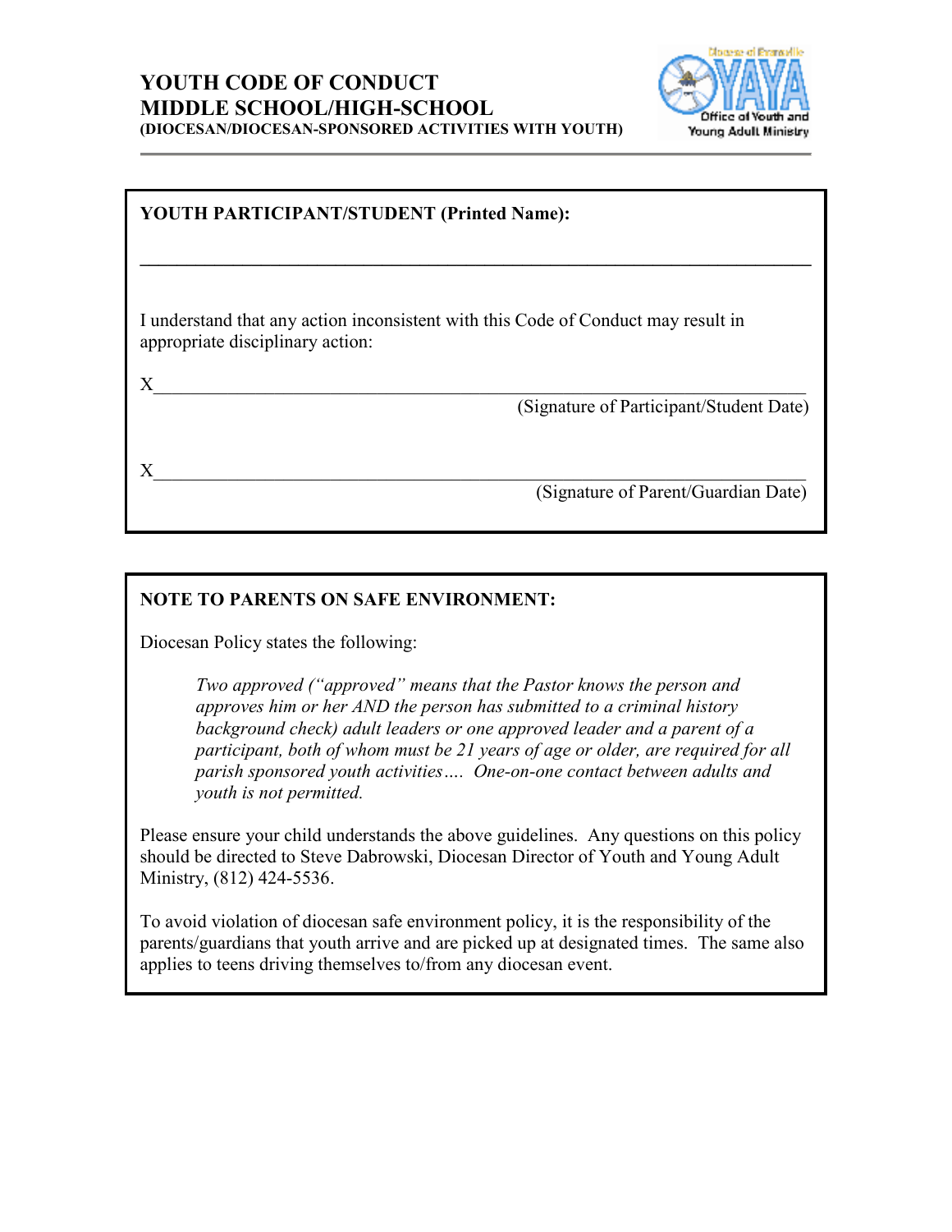# YOUTH CODE OF CONDUCT
# MIDDLE SCHOOL/HIGH-SCHOOL
**(DIOCESAN/DIOCESAN-SPONSORED ACTIVITIES WITH YOUTH)**

Diocese of Evansville
YAYA
Office of Youth and Young Adult Ministry

---

**YOUTH PARTICIPANT/STUDENT (Printed Name):**

_______________________________________________________________________

I understand that any action inconsistent with this Code of Conduct may result in appropriate disciplinary action:

X_______________________________________________________________________
(Signature of Participant/Student Date)

X_______________________________________________________________________
(Signature of Parent/Guardian Date)

---

**NOTE TO PARENTS ON SAFE ENVIRONMENT:**

Diocesan Policy states the following:

> *Two approved ("approved" means that the Pastor knows the person and approves him or her AND the person has submitted to a criminal history background check) adult leaders or one approved leader and a parent of a participant, both of whom must be 21 years of age or older, are required for all parish sponsored youth activities…. One-on-one contact between adults and youth is not permitted.*

Please ensure your child understands the above guidelines. Any questions on this policy should be directed to Steve Dabrowski, Diocesan Director of Youth and Young Adult Ministry, (812) 424-5536.

To avoid violation of diocesan safe environment policy, it is the responsibility of the parents/guardians that youth arrive and are picked up at designated times. The same also applies to teens driving themselves to/from any diocesan event.